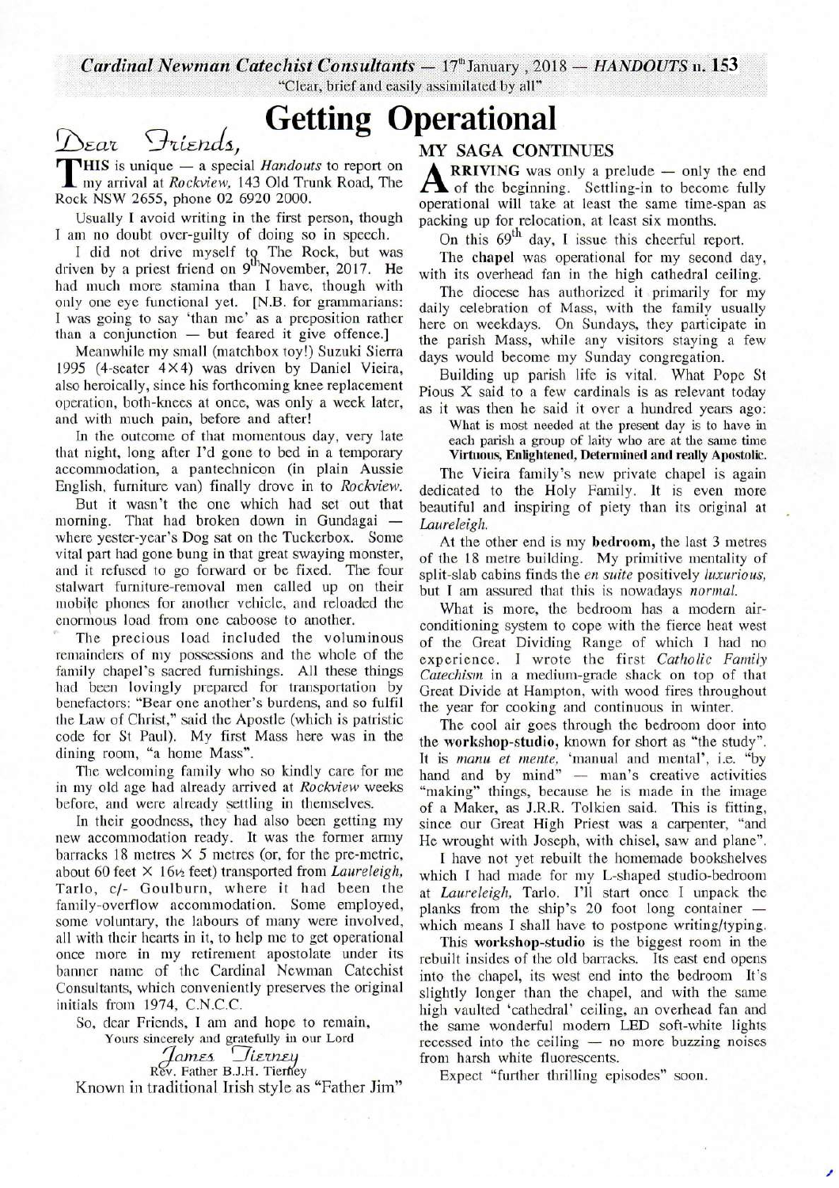*Cardinal Newman Catechist Consultants* — 17th January, 2018 — *HANDOUTS* n. 153

"Clear, brief and easily assimilated by all"

# Getting Operational

*Dear Friends,*

**THIS** is unique — a special *Handouts* to report on my arrival at *Rockview*, 143 Old Trunk Road, The Rock NSW 2655, phone 02 6920 2000.

Usually I avoid writing in the first person, though I am no doubt over-guilty of doing so in speech.

I did not drive myself to The Rock, but was driven by a priest friend on 9th November, 2017. He had much more stamina than I have, though with only one eye functional yet. [N.B. for grammarians: I was going to say 'than me' as a preposition rather than a conjunction — but feared it give offence.]

Meanwhile my small (matchbox toy!) Suzuki Sierra 1995 (4-seater 4×4) was driven by Daniel Vieira, also heroically, since his forthcoming knee replacement operation, both-knees at once, was only a week later, and with much pain, before and after!

In the outcome of that momentous day, very late that night, long after I'd gone to bed in a temporary accommodation, a pantechnicon (in plain Aussie English, furniture van) finally drove in to *Rockview*.

But it wasn't the one which had set out that morning. That had broken down in Gundagai — where yester-year's Dog sat on the Tuckerbox. Some vital part had gone bung in that great swaying monster, and it refused to go forward or be fixed. The four stalwart furniture-removal men called up on their mobile phones for another vehicle, and reloaded the enormous load from one caboose to another.

The precious load included the voluminous remainders of my possessions and the whole of the family chapel's sacred furnishings. All these things had been lovingly prepared for transportation by benefactors: "Bear one another's burdens, and so fulfil the Law of Christ," said the Apostle (which is patristic code for St Paul). My first Mass here was in the dining room, "a home Mass".

The welcoming family who so kindly care for me in my old age had already arrived at *Rockview* weeks before, and were already settling in themselves.

In their goodness, they had also been getting my new accommodation ready. It was the former army barracks 18 metres × 5 metres (or, for the pre-metric, about 60 feet × 16½ feet) transported from *Laureleigh*, Tarlo, c/- Goulburn, where it had been the family-overflow accommodation. Some employed, some voluntary, the labours of many were involved, all with their hearts in it, to help me to get operational once more in my retirement apostolate under its banner name of the Cardinal Newman Catechist Consultants, which conveniently preserves the original initials from 1974, C.N.C.C.

So, dear Friends, I am and hope to remain,

Yours sincerely and gratefully in our Lord

*James Tierney*

Rev. Father B.J.H. Tierney

Known in traditional Irish style as "Father Jim"

## MY SAGA CONTINUES

**ARRIVING** was only a prelude — only the end of the beginning. Settling-in to become fully operational will take at least the same time-span as packing up for relocation, at least six months.

On this 69th day, I issue this cheerful report.

The **chapel** was operational for my second day, with its overhead fan in the high cathedral ceiling.

The diocese has authorized it primarily for my daily celebration of Mass, with the family usually here on weekdays. On Sundays, they participate in the parish Mass, while any visitors staying a few days would become my Sunday congregation.

Building up parish life is vital. What Pope St Pious X said to a few cardinals is as relevant today as it was then he said it over a hundred years ago:

> What is most needed at the present day is to have in each parish a group of laity who are at the same time **Virtuous, Enlightened, Determined and really Apostolic.**

The Vieira family's new private chapel is again dedicated to the Holy Family. It is even more beautiful and inspiring of piety than its original at *Laureleigh*.

At the other end is my **bedroom,** the last 3 metres of the 18 metre building. My primitive mentality of split-slab cabins finds the *en suite* positively *luxurious*, but I am assured that this is nowadays *normal*.

What is more, the bedroom has a modern air-conditioning system to cope with the fierce heat west of the Great Dividing Range of which I had no experience. I wrote the first *Catholic Family Catechism* in a medium-grade shack on top of that Great Divide at Hampton, with wood fires throughout the year for cooking and continuous in winter.

The cool air goes through the bedroom door into the **workshop-studio,** known for short as "the study". It is *manu et mente*, 'manual and mental', i.e. "by hand and by mind" — man's creative activities "making" things, because he is made in the image of a Maker, as J.R.R. Tolkien said. This is fitting, since our Great High Priest was a carpenter, "and He wrought with Joseph, with chisel, saw and plane".

I have not yet rebuilt the homemade bookshelves which I had made for my L-shaped studio-bedroom at *Laureleigh*, Tarlo. I'll start once I unpack the planks from the ship's 20 foot long container — which means I shall have to postpone writing/typing.

This **workshop-studio** is the biggest room in the rebuilt insides of the old barracks. Its east end opens into the chapel, its west end into the bedroom It's slightly longer than the chapel, and with the same high vaulted 'cathedral' ceiling, an overhead fan and the same wonderful modern LED soft-white lights recessed into the ceiling — no more buzzing noises from harsh white fluorescents.

Expect "further thrilling episodes" soon.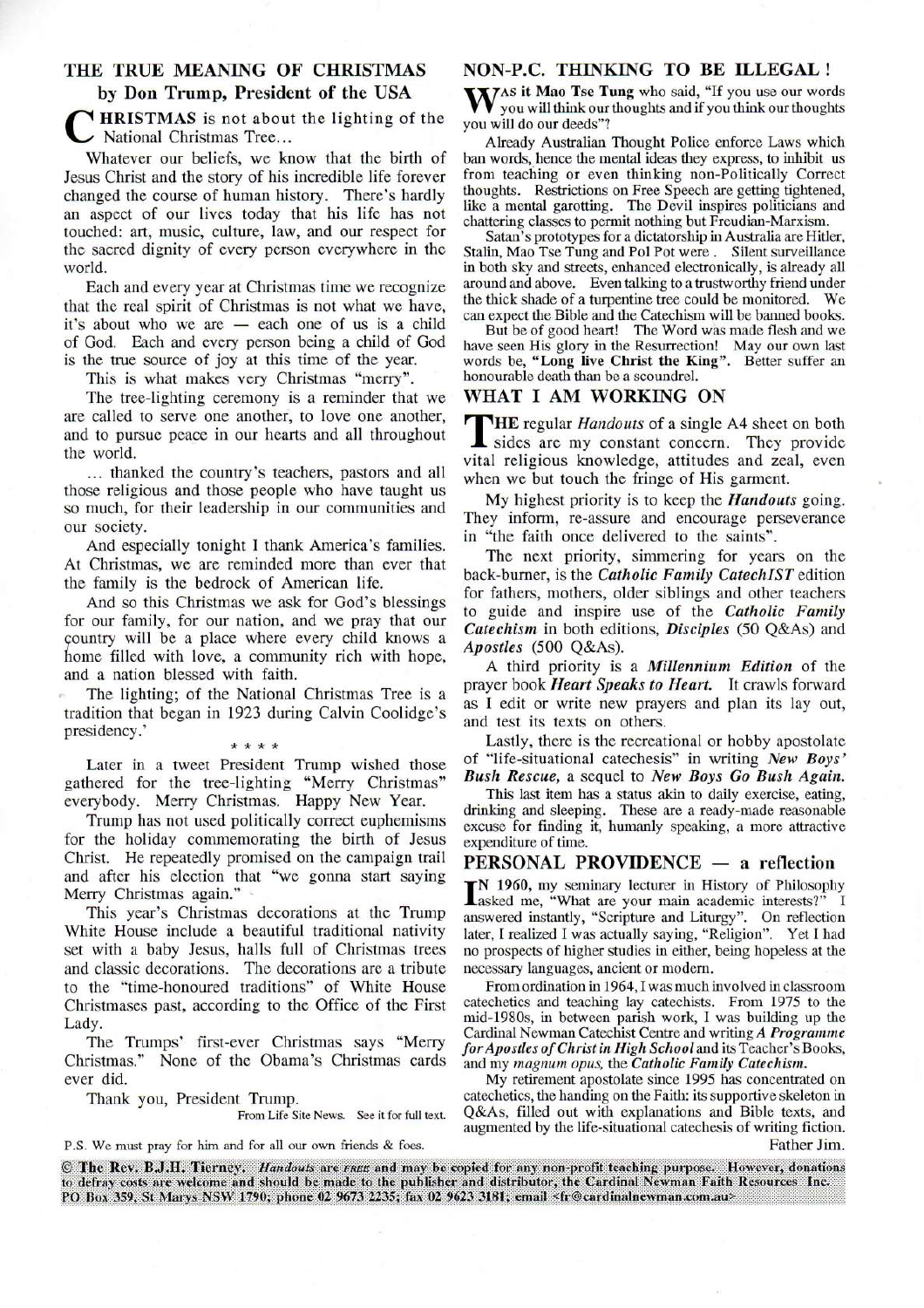## THE TRUE MEANING OF CHRISTMAS

### by Don Trump, President of the USA

**CHRISTMAS** is not about the lighting of the National Christmas Tree...

Whatever our beliefs, we know that the birth of Jesus Christ and the story of his incredible life forever changed the course of human history. There's hardly an aspect of our lives today that his life has not touched: art, music, culture, law, and our respect for the sacred dignity of every person everywhere in the world.

Each and every year at Christmas time we recognize that the real spirit of Christmas is not what we have, it's about who we are — each one of us is a child of God. Each and every person being a child of God is the true source of joy at this time of the year.

This is what makes very Christmas "merry".

The tree-lighting ceremony is a reminder that we are called to serve one another, to love one another, and to pursue peace in our hearts and all throughout the world.

... thanked the country's teachers, pastors and all those religious and those people who have taught us so much, for their leadership in our communities and our society.

And especially tonight I thank America's families. At Christmas, we are reminded more than ever that the family is the bedrock of American life.

And so this Christmas we ask for God's blessings for our family, for our nation, and we pray that our country will be a place where every child knows a home filled with love, a community rich with hope, and a nation blessed with faith.

The lighting; of the National Christmas Tree is a tradition that began in 1923 during Calvin Coolidge's presidency.'

\* \* \* \*

Later in a tweet President Trump wished those gathered for the tree-lighting "Merry Christmas" everybody. Merry Christmas. Happy New Year.

Trump has not used politically correct euphemisms for the holiday commemorating the birth of Jesus Christ. He repeatedly promised on the campaign trail and after his election that "we gonna start saying Merry Christmas again."

This year's Christmas decorations at the Trump White House include a beautiful traditional nativity set with a baby Jesus, halls full of Christmas trees and classic decorations. The decorations are a tribute to the "time-honoured traditions" of White House Christmases past, according to the Office of the First Lady.

The Trumps' first-ever Christmas says "Merry Christmas." None of the Obama's Christmas cards ever did.

Thank you, President Trump.

From Life Site News. See it for full text.

P.S. We must pray for him and for all our own friends & foes.

## NON-P.C. THINKING TO BE ILLEGAL !

**WAS it Mao Tse Tung** who said, "If you use our words you will think our thoughts and if you think our thoughts you will do our deeds"?

Already Australian Thought Police enforce Laws which ban words, hence the mental ideas they express, to inhibit us from teaching or even thinking non-Politically Correct thoughts. Restrictions on Free Speech are getting tightened, like a mental garotting. The Devil inspires politicians and chattering classes to permit nothing but Freudian-Marxism.

Satan's prototypes for a dictatorship in Australia are Hitler, Stalin, Mao Tse Tung and Pol Pot were . Silent surveillance in both sky and streets, enhanced electronically, is already all around and above. Even talking to a trustworthy friend under the thick shade of a turpentine tree could be monitored. We can expect the Bible and the Catechism will be banned books.

But be of good heart! The Word was made flesh and we have seen His glory in the Resurrection! May our own last words be, **"Long live Christ the King"**. Better suffer an honourable death than be a scoundrel.

## WHAT I AM WORKING ON

**THE** regular *Handouts* of a single A4 sheet on both sides are my constant concern. They provide vital religious knowledge, attitudes and zeal, even when we but touch the fringe of His garment.

My highest priority is to keep the ***Handouts*** going. They inform, re-assure and encourage perseverance in "the faith once delivered to the saints".

The next priority, simmering for years on the back-burner, is the ***Catholic Family CatechIST*** edition for fathers, mothers, older siblings and other teachers to guide and inspire use of the ***Catholic Family Catechism*** in both editions, ***Disciples*** (50 Q&As) and ***Apostles*** (500 Q&As).

A third priority is a ***Millennium Edition*** of the prayer book ***Heart Speaks to Heart.*** It crawls forward as I edit or write new prayers and plan its lay out, and test its texts on others.

Lastly, there is the recreational or hobby apostolate of "life-situational catechesis" in writing ***New Boys' Bush Rescue,*** a sequel to ***New Boys Go Bush Again.***

This last item has a status akin to daily exercise, eating, drinking and sleeping. These are a ready-made reasonable excuse for finding it, humanly speaking, a more attractive expenditure of time.

## PERSONAL PROVIDENCE — a reflection

**IN 1960,** my seminary lecturer in History of Philosophy asked me, "What are your main academic interests?" I answered instantly, "Scripture and Liturgy". On reflection later, I realized I was actually saying, "Religion". Yet I had no prospects of higher studies in either, being hopeless at the necessary languages, ancient or modern.

From ordination in 1964, I was much involved in classroom catechetics and teaching lay catechists. From 1975 to the mid-1980s, in between parish work, I was building up the Cardinal Newman Catechist Centre and writing ***A Programme for Apostles of Christ in High School*** and its Teacher's Books, and my *magnum opus,* the ***Catholic Family Catechism.***

My retirement apostolate since 1995 has concentrated on catechetics, the handing on the Faith: its supportive skeleton in Q&As, filled out with explanations and Bible texts, and augmented by the life-situational catechesis of writing fiction.

Father Jim.

**© The Rev. B.J.H. Tierney.** *Handouts* are FREE and may be copied for any non-profit teaching purpose. However, donations to defray costs are welcome and should be made to the publisher and distributor, the Cardinal Newman Faith Resources Inc. PO Box 359, St Marys NSW 1790; phone 02 9673 2235; fax 02 9623 3181; email <fr@cardinalnewman.com.au>